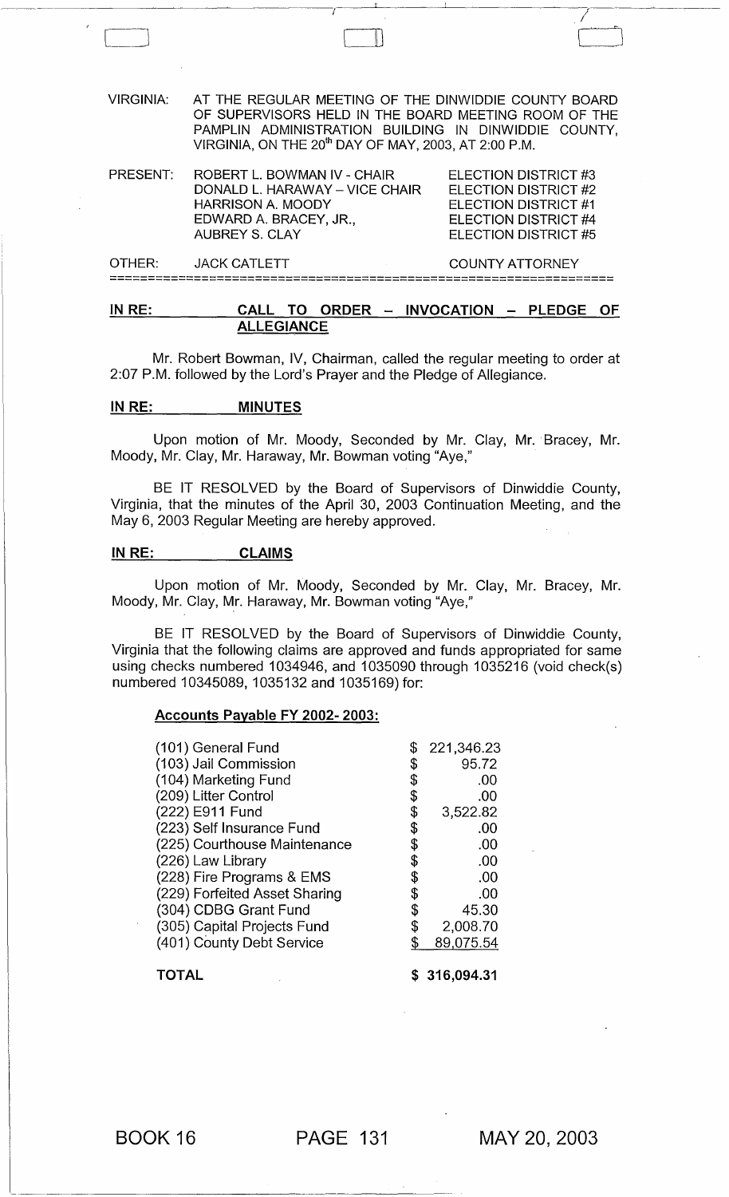VIRGINIA: AT THE REGULAR MEETING OF THE DINWIDDIE COUNTY BOARD OF SUPERVISORS HELD IN THE BOARD MEETING ROOM OF THE PAMPLIN ADMINISTRATION BUILDING IN DINWIDDIE COUNTY, VIRGINIA, ON THE 20th DAY OF MAY, 2003, AT 2:00 P.M.

| PRESENT: | ROBERT L. BOWMAN IV - CHAIR | ELECTION DISTRICT #3 |
|---|---|---|
| | DONALD L. HARAWAY – VICE CHAIR | ELECTION DISTRICT #2 |
| | HARRISON A. MOODY | ELECTION DISTRICT #1 |
| | EDWARD A. BRACEY, JR., | ELECTION DISTRICT #4 |
| | AUBREY S. CLAY | ELECTION DISTRICT #5 |
| OTHER: | JACK CATLETT | COUNTY ATTORNEY |

**IN RE: CALL TO ORDER – INVOCATION – PLEDGE OF ALLEGIANCE**

Mr. Robert Bowman, IV, Chairman, called the regular meeting to order at 2:07 P.M. followed by the Lord's Prayer and the Pledge of Allegiance.

**IN RE: MINUTES**

Upon motion of Mr. Moody, Seconded by Mr. Clay, Mr. Bracey, Mr. Moody, Mr. Clay, Mr. Haraway, Mr. Bowman voting "Aye,"

BE IT RESOLVED by the Board of Supervisors of Dinwiddie County, Virginia, that the minutes of the April 30, 2003 Continuation Meeting, and the May 6, 2003 Regular Meeting are hereby approved.

**IN RE: CLAIMS**

Upon motion of Mr. Moody, Seconded by Mr. Clay, Mr. Bracey, Mr. Moody, Mr. Clay, Mr. Haraway, Mr. Bowman voting "Aye,"

BE IT RESOLVED by the Board of Supervisors of Dinwiddie County, Virginia that the following claims are approved and funds appropriated for same using checks numbered 1034946, and 1035090 through 1035216 (void check(s) numbered 10345089, 1035132 and 1035169) for:

**Accounts Payable FY 2002- 2003:**

| Fund | Amount |
|---|---|
| (101) General Fund | $ 221,346.23 |
| (103) Jail Commission | $ 95.72 |
| (104) Marketing Fund | $ .00 |
| (209) Litter Control | $ .00 |
| (222) E911 Fund | $ 3,522.82 |
| (223) Self Insurance Fund | $ .00 |
| (225) Courthouse Maintenance | $ .00 |
| (226) Law Library | $ .00 |
| (228) Fire Programs & EMS | $ .00 |
| (229) Forfeited Asset Sharing | $ .00 |
| (304) CDBG Grant Fund | $ 45.30 |
| (305) Capital Projects Fund | $ 2,008.70 |
| (401) County Debt Service | $ 89,075.54 |
| **TOTAL** | **$ 316,094.31** |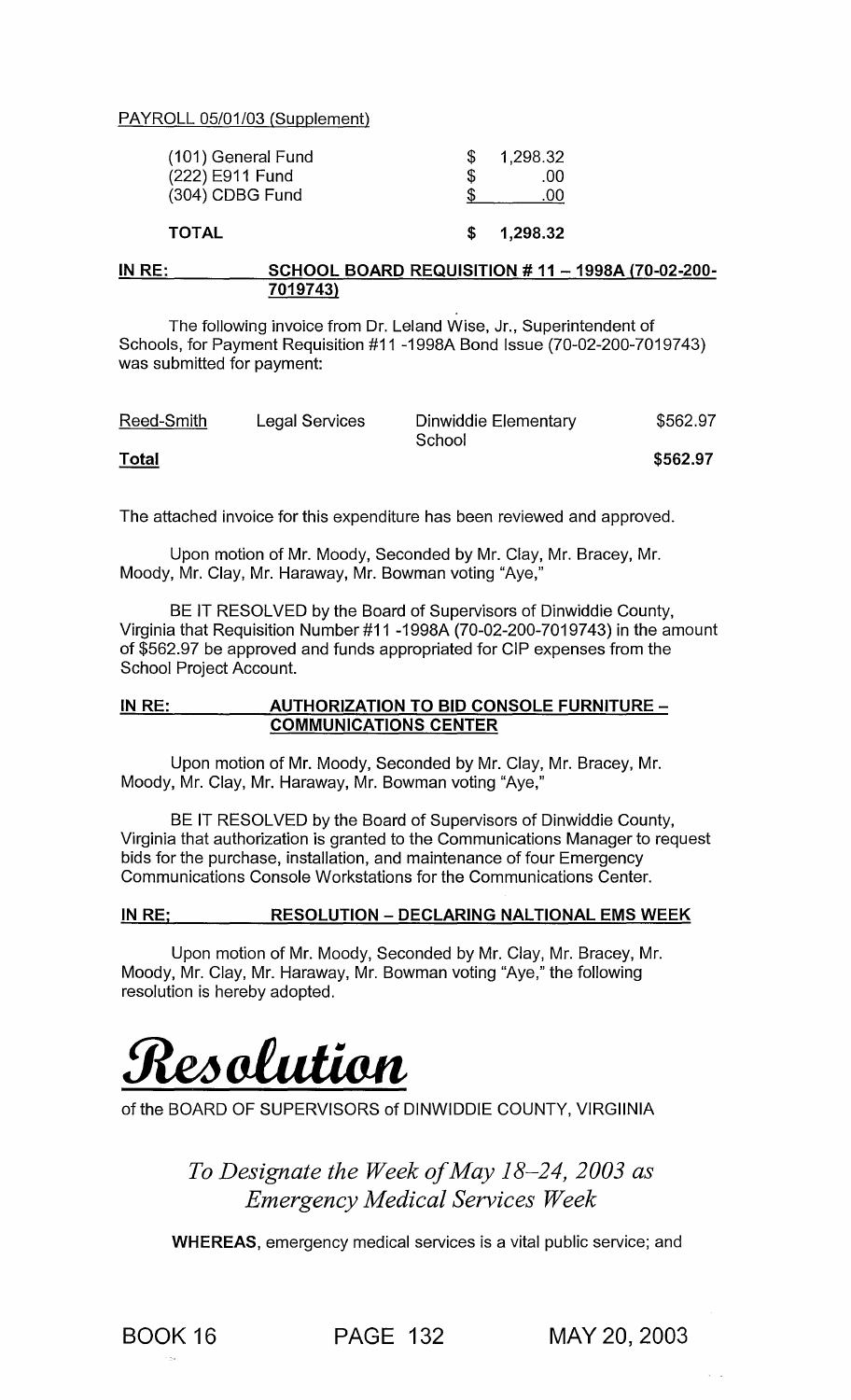PAYROLL 05/01/03 (Supplement)

| | |
|---|---|
| (101) General Fund | $ 1,298.32 |
| (222) E911 Fund | $ .00 |
| (304) CDBG Fund | $ .00 |
| **TOTAL** | **$ 1,298.32** |

**IN RE: SCHOOL BOARD REQUISITION # 11 – 1998A (70-02-200-7019743)**

The following invoice from Dr. Leland Wise, Jr., Superintendent of Schools, for Payment Requisition #11 -1998A Bond Issue (70-02-200-7019743) was submitted for payment:

| | | | |
|---|---|---|---|
| Reed-Smith | Legal Services | Dinwiddie Elementary School | $562.97 |
| **Total** | | | **$562.97** |

The attached invoice for this expenditure has been reviewed and approved.

Upon motion of Mr. Moody, Seconded by Mr. Clay, Mr. Bracey, Mr. Moody, Mr. Clay, Mr. Haraway, Mr. Bowman voting "Aye,"

BE IT RESOLVED by the Board of Supervisors of Dinwiddie County, Virginia that Requisition Number #11 -1998A (70-02-200-7019743) in the amount of $562.97 be approved and funds appropriated for CIP expenses from the School Project Account.

**IN RE: AUTHORIZATION TO BID CONSOLE FURNITURE – COMMUNICATIONS CENTER**

Upon motion of Mr. Moody, Seconded by Mr. Clay, Mr. Bracey, Mr. Moody, Mr. Clay, Mr. Haraway, Mr. Bowman voting "Aye,"

BE IT RESOLVED by the Board of Supervisors of Dinwiddie County, Virginia that authorization is granted to the Communications Manager to request bids for the purchase, installation, and maintenance of four Emergency Communications Console Workstations for the Communications Center.

**IN RE; RESOLUTION – DECLARING NALTIONAL EMS WEEK**

Upon motion of Mr. Moody, Seconded by Mr. Clay, Mr. Bracey, Mr. Moody, Mr. Clay, Mr. Haraway, Mr. Bowman voting "Aye," the following resolution is hereby adopted.

# *Resolution*

of the BOARD OF SUPERVISORS of DINWIDDIE COUNTY, VIRGIINIA

*To Designate the Week of May 18–24, 2003 as Emergency Medical Services Week*

**WHEREAS**, emergency medical services is a vital public service; and

BOOK 16 PAGE 132 MAY 20, 2003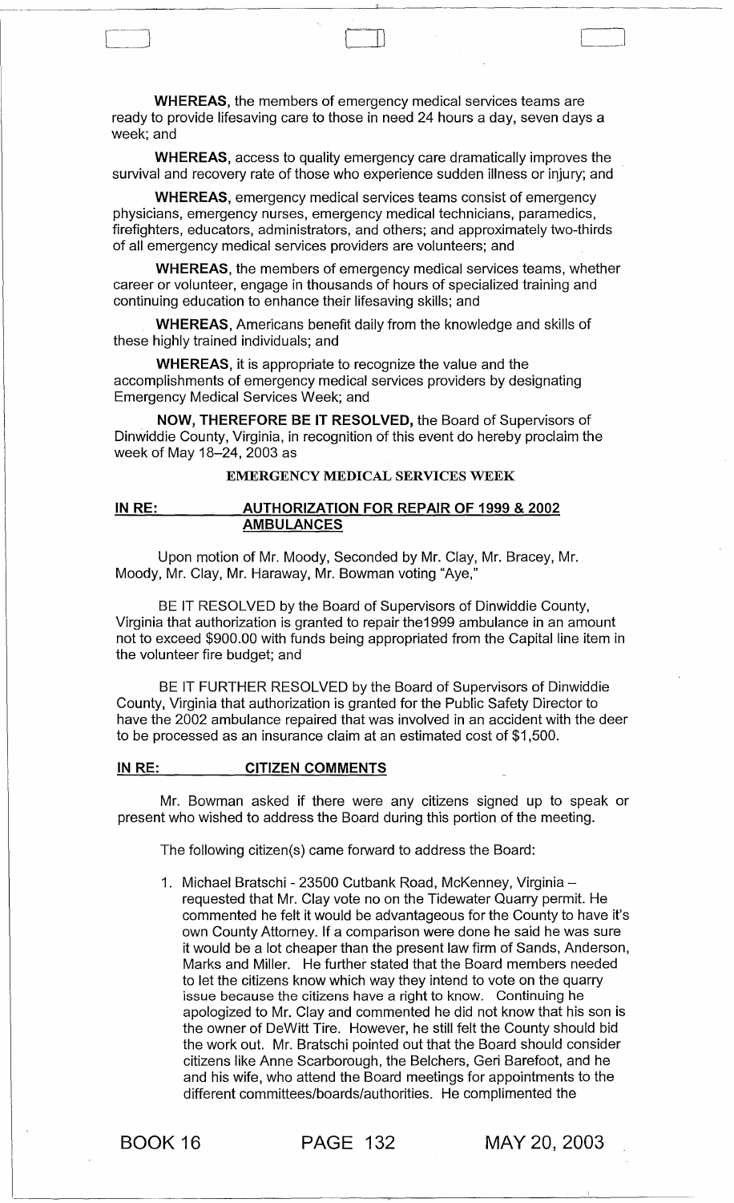**WHEREAS,** the members of emergency medical services teams are ready to provide lifesaving care to those in need 24 hours a day, seven days a week; and

**WHEREAS,** access to quality emergency care dramatically improves the survival and recovery rate of those who experience sudden illness or injury; and

**WHEREAS,** emergency medical services teams consist of emergency physicians, emergency nurses, emergency medical technicians, paramedics, firefighters, educators, administrators, and others; and approximately two-thirds of all emergency medical services providers are volunteers; and

**WHEREAS,** the members of emergency medical services teams, whether career or volunteer, engage in thousands of hours of specialized training and continuing education to enhance their lifesaving skills; and

**WHEREAS,** Americans benefit daily from the knowledge and skills of these highly trained individuals; and

**WHEREAS,** it is appropriate to recognize the value and the accomplishments of emergency medical services providers by designating Emergency Medical Services Week; and

**NOW, THEREFORE BE IT RESOLVED,** the Board of Supervisors of Dinwiddie County, Virginia, in recognition of this event do hereby proclaim the week of May 18–24, 2003 as

**EMERGENCY MEDICAL SERVICES WEEK**

**IN RE: AUTHORIZATION FOR REPAIR OF 1999 & 2002 AMBULANCES**

Upon motion of Mr. Moody, Seconded by Mr. Clay, Mr. Bracey, Mr. Moody, Mr. Clay, Mr. Haraway, Mr. Bowman voting "Aye,"

BE IT RESOLVED by the Board of Supervisors of Dinwiddie County, Virginia that authorization is granted to repair the1999 ambulance in an amount not to exceed $900.00 with funds being appropriated from the Capital line item in the volunteer fire budget; and

BE IT FURTHER RESOLVED by the Board of Supervisors of Dinwiddie County, Virginia that authorization is granted for the Public Safety Director to have the 2002 ambulance repaired that was involved in an accident with the deer to be processed as an insurance claim at an estimated cost of $1,500.

**IN RE: CITIZEN COMMENTS**

Mr. Bowman asked if there were any citizens signed up to speak or present who wished to address the Board during this portion of the meeting.

The following citizen(s) came forward to address the Board:

1. Michael Bratschi - 23500 Cutbank Road, McKenney, Virginia – requested that Mr. Clay vote no on the Tidewater Quarry permit. He commented he felt it would be advantageous for the County to have it's own County Attorney. If a comparison were done he said he was sure it would be a lot cheaper than the present law firm of Sands, Anderson, Marks and Miller. He further stated that the Board members needed to let the citizens know which way they intend to vote on the quarry issue because the citizens have a right to know. Continuing he apologized to Mr. Clay and commented he did not know that his son is the owner of DeWitt Tire. However, he still felt the County should bid the work out. Mr. Bratschi pointed out that the Board should consider citizens like Anne Scarborough, the Belchers, Geri Barefoot, and he and his wife, who attend the Board meetings for appointments to the different committees/boards/authorities. He complimented the

BOOK 16 PAGE 132 MAY 20, 2003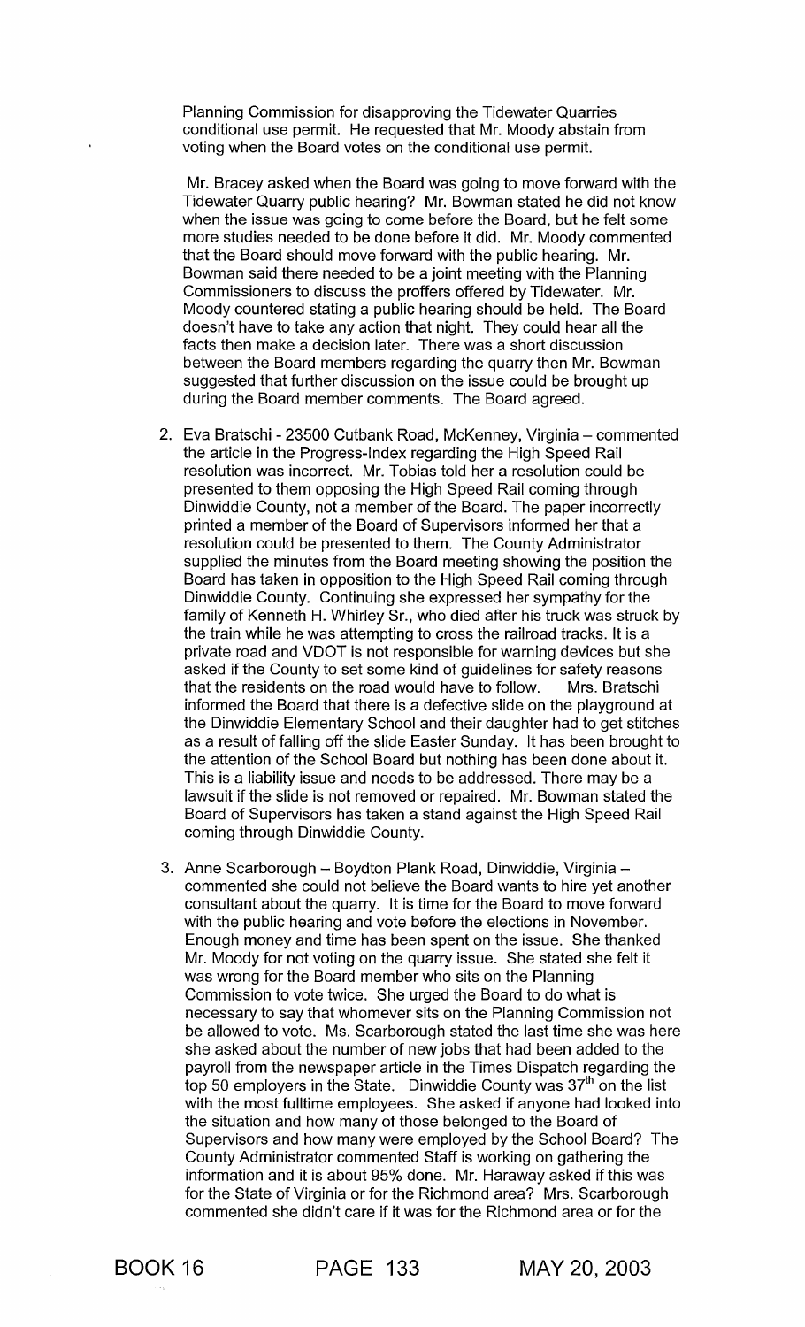Planning Commission for disapproving the Tidewater Quarries conditional use permit. He requested that Mr. Moody abstain from voting when the Board votes on the conditional use permit.

Mr. Bracey asked when the Board was going to move forward with the Tidewater Quarry public hearing? Mr. Bowman stated he did not know when the issue was going to come before the Board, but he felt some more studies needed to be done before it did. Mr. Moody commented that the Board should move forward with the public hearing. Mr. Bowman said there needed to be a joint meeting with the Planning Commissioners to discuss the proffers offered by Tidewater. Mr. Moody countered stating a public hearing should be held. The Board doesn't have to take any action that night. They could hear all the facts then make a decision later. There was a short discussion between the Board members regarding the quarry then Mr. Bowman suggested that further discussion on the issue could be brought up during the Board member comments. The Board agreed.

2. Eva Bratschi - 23500 Cutbank Road, McKenney, Virginia – commented the article in the Progress-Index regarding the High Speed Rail resolution was incorrect. Mr. Tobias told her a resolution could be presented to them opposing the High Speed Rail coming through Dinwiddie County, not a member of the Board. The paper incorrectly printed a member of the Board of Supervisors informed her that a resolution could be presented to them. The County Administrator supplied the minutes from the Board meeting showing the position the Board has taken in opposition to the High Speed Rail coming through Dinwiddie County. Continuing she expressed her sympathy for the family of Kenneth H. Whirley Sr., who died after his truck was struck by the train while he was attempting to cross the railroad tracks. It is a private road and VDOT is not responsible for warning devices but she asked if the County to set some kind of guidelines for safety reasons that the residents on the road would have to follow. Mrs. Bratschi informed the Board that there is a defective slide on the playground at the Dinwiddie Elementary School and their daughter had to get stitches as a result of falling off the slide Easter Sunday. It has been brought to the attention of the School Board but nothing has been done about it. This is a liability issue and needs to be addressed. There may be a lawsuit if the slide is not removed or repaired. Mr. Bowman stated the Board of Supervisors has taken a stand against the High Speed Rail coming through Dinwiddie County.

3. Anne Scarborough – Boydton Plank Road, Dinwiddie, Virginia – commented she could not believe the Board wants to hire yet another consultant about the quarry. It is time for the Board to move forward with the public hearing and vote before the elections in November. Enough money and time has been spent on the issue. She thanked Mr. Moody for not voting on the quarry issue. She stated she felt it was wrong for the Board member who sits on the Planning Commission to vote twice. She urged the Board to do what is necessary to say that whomever sits on the Planning Commission not be allowed to vote. Ms. Scarborough stated the last time she was here she asked about the number of new jobs that had been added to the payroll from the newspaper article in the Times Dispatch regarding the top 50 employers in the State. Dinwiddie County was 37th on the list with the most fulltime employees. She asked if anyone had looked into the situation and how many of those belonged to the Board of Supervisors and how many were employed by the School Board? The County Administrator commented Staff is working on gathering the information and it is about 95% done. Mr. Haraway asked if this was for the State of Virginia or for the Richmond area? Mrs. Scarborough commented she didn't care if it was for the Richmond area or for the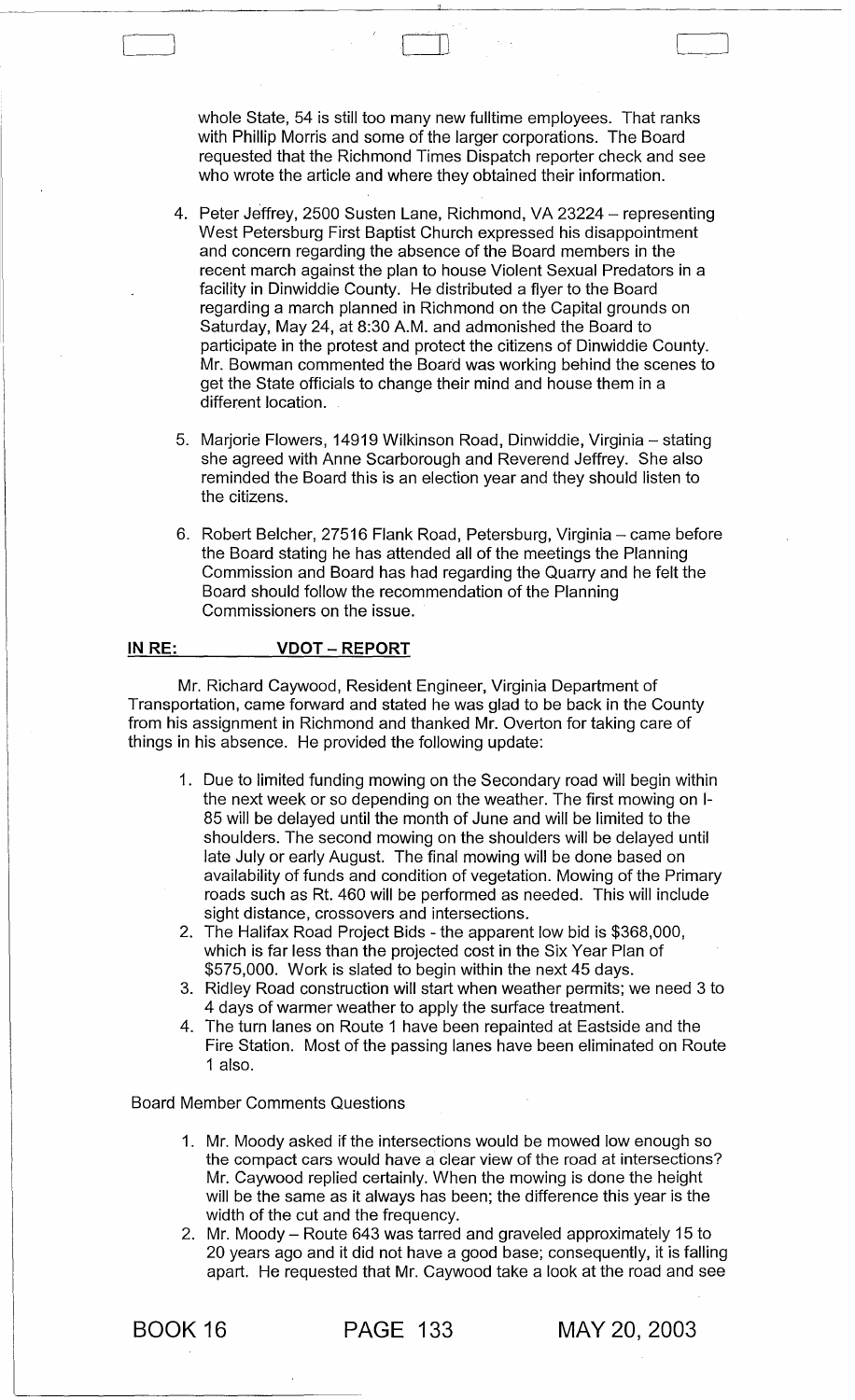whole State, 54 is still too many new fulltime employees. That ranks with Phillip Morris and some of the larger corporations. The Board requested that the Richmond Times Dispatch reporter check and see who wrote the article and where they obtained their information.

4. Peter Jeffrey, 2500 Susten Lane, Richmond, VA 23224 – representing West Petersburg First Baptist Church expressed his disappointment and concern regarding the absence of the Board members in the recent march against the plan to house Violent Sexual Predators in a facility in Dinwiddie County. He distributed a flyer to the Board regarding a march planned in Richmond on the Capital grounds on Saturday, May 24, at 8:30 A.M. and admonished the Board to participate in the protest and protect the citizens of Dinwiddie County. Mr. Bowman commented the Board was working behind the scenes to get the State officials to change their mind and house them in a different location.

5. Marjorie Flowers, 14919 Wilkinson Road, Dinwiddie, Virginia – stating she agreed with Anne Scarborough and Reverend Jeffrey. She also reminded the Board this is an election year and they should listen to the citizens.

6. Robert Belcher, 27516 Flank Road, Petersburg, Virginia – came before the Board stating he has attended all of the meetings the Planning Commission and Board has had regarding the Quarry and he felt the Board should follow the recommendation of the Planning Commissioners on the issue.

**IN RE: VDOT – REPORT**

Mr. Richard Caywood, Resident Engineer, Virginia Department of Transportation, came forward and stated he was glad to be back in the County from his assignment in Richmond and thanked Mr. Overton for taking care of things in his absence. He provided the following update:

1. Due to limited funding mowing on the Secondary road will begin within the next week or so depending on the weather. The first mowing on I-85 will be delayed until the month of June and will be limited to the shoulders. The second mowing on the shoulders will be delayed until late July or early August. The final mowing will be done based on availability of funds and condition of vegetation. Mowing of the Primary roads such as Rt. 460 will be performed as needed. This will include sight distance, crossovers and intersections.
2. The Halifax Road Project Bids - the apparent low bid is $368,000, which is far less than the projected cost in the Six Year Plan of $575,000. Work is slated to begin within the next 45 days.
3. Ridley Road construction will start when weather permits; we need 3 to 4 days of warmer weather to apply the surface treatment.
4. The turn lanes on Route 1 have been repainted at Eastside and the Fire Station. Most of the passing lanes have been eliminated on Route 1 also.

Board Member Comments Questions

1. Mr. Moody asked if the intersections would be mowed low enough so the compact cars would have a clear view of the road at intersections? Mr. Caywood replied certainly. When the mowing is done the height will be the same as it always has been; the difference this year is the width of the cut and the frequency.
2. Mr. Moody – Route 643 was tarred and graveled approximately 15 to 20 years ago and it did not have a good base; consequently, it is falling apart. He requested that Mr. Caywood take a look at the road and see

BOOK 16 PAGE 133 MAY 20, 2003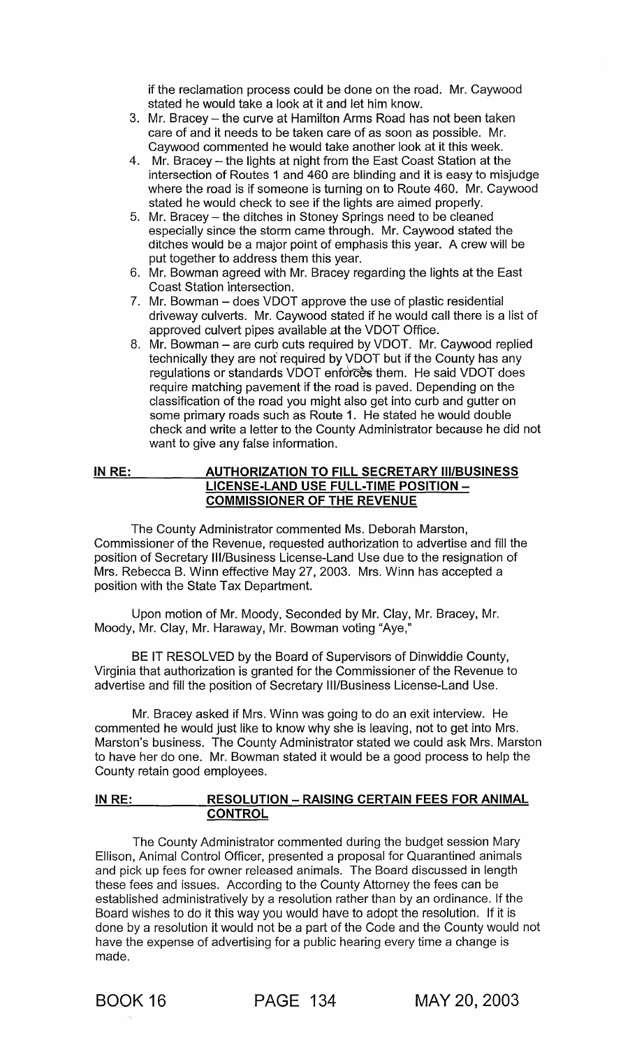if the reclamation process could be done on the road. Mr. Caywood stated he would take a look at it and let him know.

3. Mr. Bracey – the curve at Hamilton Arms Road has not been taken care of and it needs to be taken care of as soon as possible. Mr. Caywood commented he would take another look at it this week.
4. Mr. Bracey – the lights at night from the East Coast Station at the intersection of Routes 1 and 460 are blinding and it is easy to misjudge where the road is if someone is turning on to Route 460. Mr. Caywood stated he would check to see if the lights are aimed properly.
5. Mr. Bracey – the ditches in Stoney Springs need to be cleaned especially since the storm came through. Mr. Caywood stated the ditches would be a major point of emphasis this year. A crew will be put together to address them this year.
6. Mr. Bowman agreed with Mr. Bracey regarding the lights at the East Coast Station intersection.
7. Mr. Bowman – does VDOT approve the use of plastic residential driveway culverts. Mr. Caywood stated if he would call there is a list of approved culvert pipes available at the VDOT Office.
8. Mr. Bowman – are curb cuts required by VDOT. Mr. Caywood replied technically they are not required by VDOT but if the County has any regulations or standards VDOT enforces them. He said VDOT does require matching pavement if the road is paved. Depending on the classification of the road you might also get into curb and gutter on some primary roads such as Route 1. He stated he would double check and write a letter to the County Administrator because he did not want to give any false information.

**IN RE: AUTHORIZATION TO FILL SECRETARY III/BUSINESS LICENSE-LAND USE FULL-TIME POSITION – COMMISSIONER OF THE REVENUE**

The County Administrator commented Ms. Deborah Marston, Commissioner of the Revenue, requested authorization to advertise and fill the position of Secretary III/Business License-Land Use due to the resignation of Mrs. Rebecca B. Winn effective May 27, 2003. Mrs. Winn has accepted a position with the State Tax Department.

Upon motion of Mr. Moody, Seconded by Mr. Clay, Mr. Bracey, Mr. Moody, Mr. Clay, Mr. Haraway, Mr. Bowman voting "Aye,"

BE IT RESOLVED by the Board of Supervisors of Dinwiddie County, Virginia that authorization is granted for the Commissioner of the Revenue to advertise and fill the position of Secretary III/Business License-Land Use.

Mr. Bracey asked if Mrs. Winn was going to do an exit interview. He commented he would just like to know why she is leaving, not to get into Mrs. Marston's business. The County Administrator stated we could ask Mrs. Marston to have her do one. Mr. Bowman stated it would be a good process to help the County retain good employees.

**IN RE: RESOLUTION – RAISING CERTAIN FEES FOR ANIMAL CONTROL**

The County Administrator commented during the budget session Mary Ellison, Animal Control Officer, presented a proposal for Quarantined animals and pick up fees for owner released animals. The Board discussed in length these fees and issues. According to the County Attorney the fees can be established administratively by a resolution rather than by an ordinance. If the Board wishes to do it this way you would have to adopt the resolution. If it is done by a resolution it would not be a part of the Code and the County would not have the expense of advertising for a public hearing every time a change is made.

BOOK 16 PAGE 134 MAY 20, 2003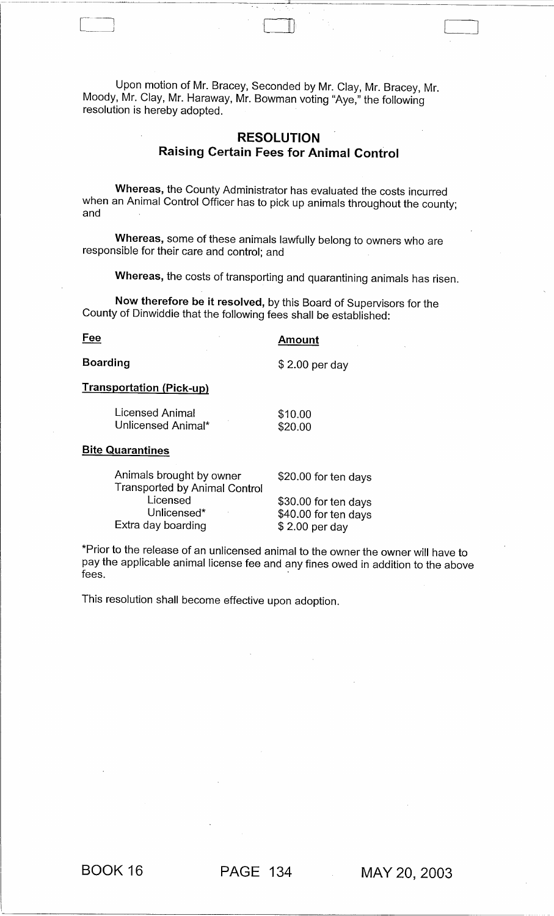Upon motion of Mr. Bracey, Seconded by Mr. Clay, Mr. Bracey, Mr. Moody, Mr. Clay, Mr. Haraway, Mr. Bowman voting "Aye," the following resolution is hereby adopted.

## RESOLUTION
## Raising Certain Fees for Animal Control

**Whereas,** the County Administrator has evaluated the costs incurred when an Animal Control Officer has to pick up animals throughout the county; and

**Whereas,** some of these animals lawfully belong to owners who are responsible for their care and control; and

**Whereas,** the costs of transporting and quarantining animals has risen.

**Now therefore be it resolved,** by this Board of Supervisors for the County of Dinwiddie that the following fees shall be established:

| **Fee** | **Amount** |
|---|---|
| **Boarding** | $ 2.00 per day |
| **Transportation (Pick-up)** | |
| Licensed Animal | $10.00 |
| Unlicensed Animal* | $20.00 |
| **Bite Quarantines** | |
| Animals brought by owner | $20.00 for ten days |
| Transported by Animal Control | |
| Licensed | $30.00 for ten days |
| Unlicensed* | $40.00 for ten days |
| Extra day boarding | $ 2.00 per day |

*Prior to the release of an unlicensed animal to the owner the owner will have to pay the applicable animal license fee and any fines owed in addition to the above fees.

This resolution shall become effective upon adoption.

BOOK 16 PAGE 134 MAY 20, 2003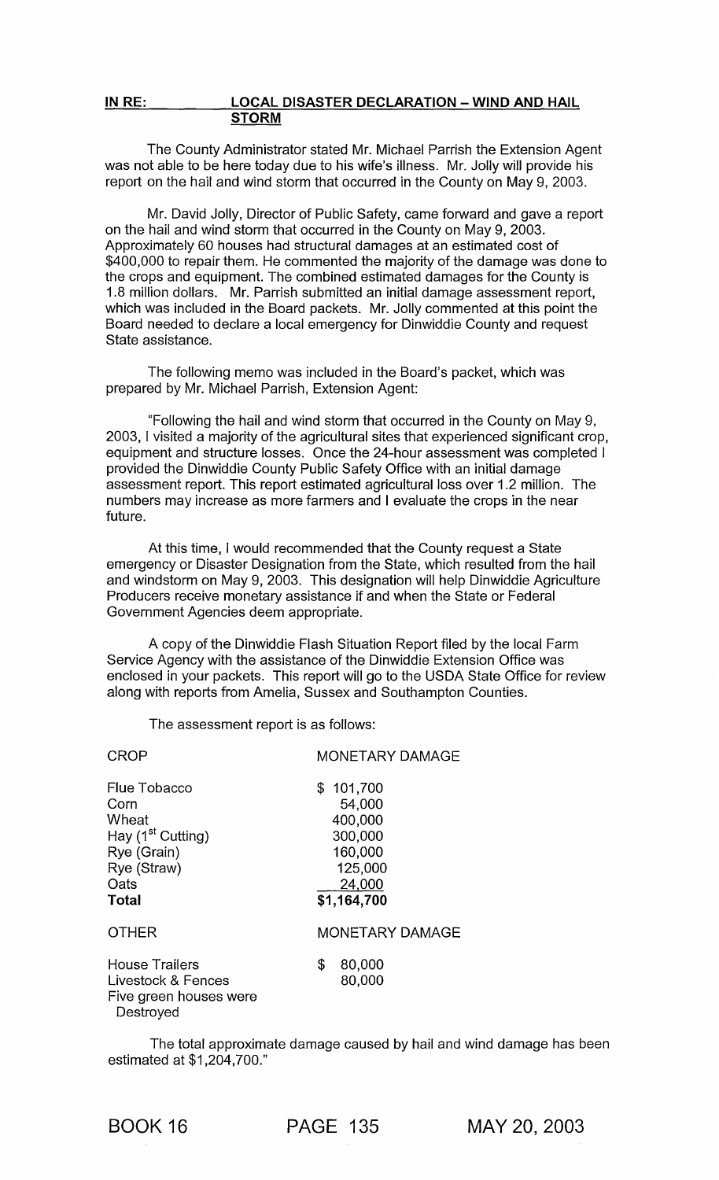**IN RE: LOCAL DISASTER DECLARATION – WIND AND HAIL STORM**

The County Administrator stated Mr. Michael Parrish the Extension Agent was not able to be here today due to his wife's illness. Mr. Jolly will provide his report on the hail and wind storm that occurred in the County on May 9, 2003.

Mr. David Jolly, Director of Public Safety, came forward and gave a report on the hail and wind storm that occurred in the County on May 9, 2003. Approximately 60 houses had structural damages at an estimated cost of $400,000 to repair them. He commented the majority of the damage was done to the crops and equipment. The combined estimated damages for the County is 1.8 million dollars. Mr. Parrish submitted an initial damage assessment report, which was included in the Board packets. Mr. Jolly commented at this point the Board needed to declare a local emergency for Dinwiddie County and request State assistance.

The following memo was included in the Board's packet, which was prepared by Mr. Michael Parrish, Extension Agent:

"Following the hail and wind storm that occurred in the County on May 9, 2003, I visited a majority of the agricultural sites that experienced significant crop, equipment and structure losses. Once the 24-hour assessment was completed I provided the Dinwiddie County Public Safety Office with an initial damage assessment report. This report estimated agricultural loss over 1.2 million. The numbers may increase as more farmers and I evaluate the crops in the near future.

At this time, I would recommended that the County request a State emergency or Disaster Designation from the State, which resulted from the hail and windstorm on May 9, 2003. This designation will help Dinwiddie Agriculture Producers receive monetary assistance if and when the State or Federal Government Agencies deem appropriate.

A copy of the Dinwiddie Flash Situation Report filed by the local Farm Service Agency with the assistance of the Dinwiddie Extension Office was enclosed in your packets. This report will go to the USDA State Office for review along with reports from Amelia, Sussex and Southampton Counties.

The assessment report is as follows:

| CROP | MONETARY DAMAGE |
|---|---|
| Flue Tobacco | $ 101,700 |
| Corn | 54,000 |
| Wheat | 400,000 |
| Hay (1st Cutting) | 300,000 |
| Rye (Grain) | 160,000 |
| Rye (Straw) | 125,000 |
| Oats | 24,000 |
| **Total** | **$1,164,700** |

| OTHER | MONETARY DAMAGE |
|---|---|
| House Trailers | $ 80,000 |
| Livestock & Fences | 80,000 |
| Five green houses were Destroyed | |

The total approximate damage caused by hail and wind damage has been estimated at $1,204,700."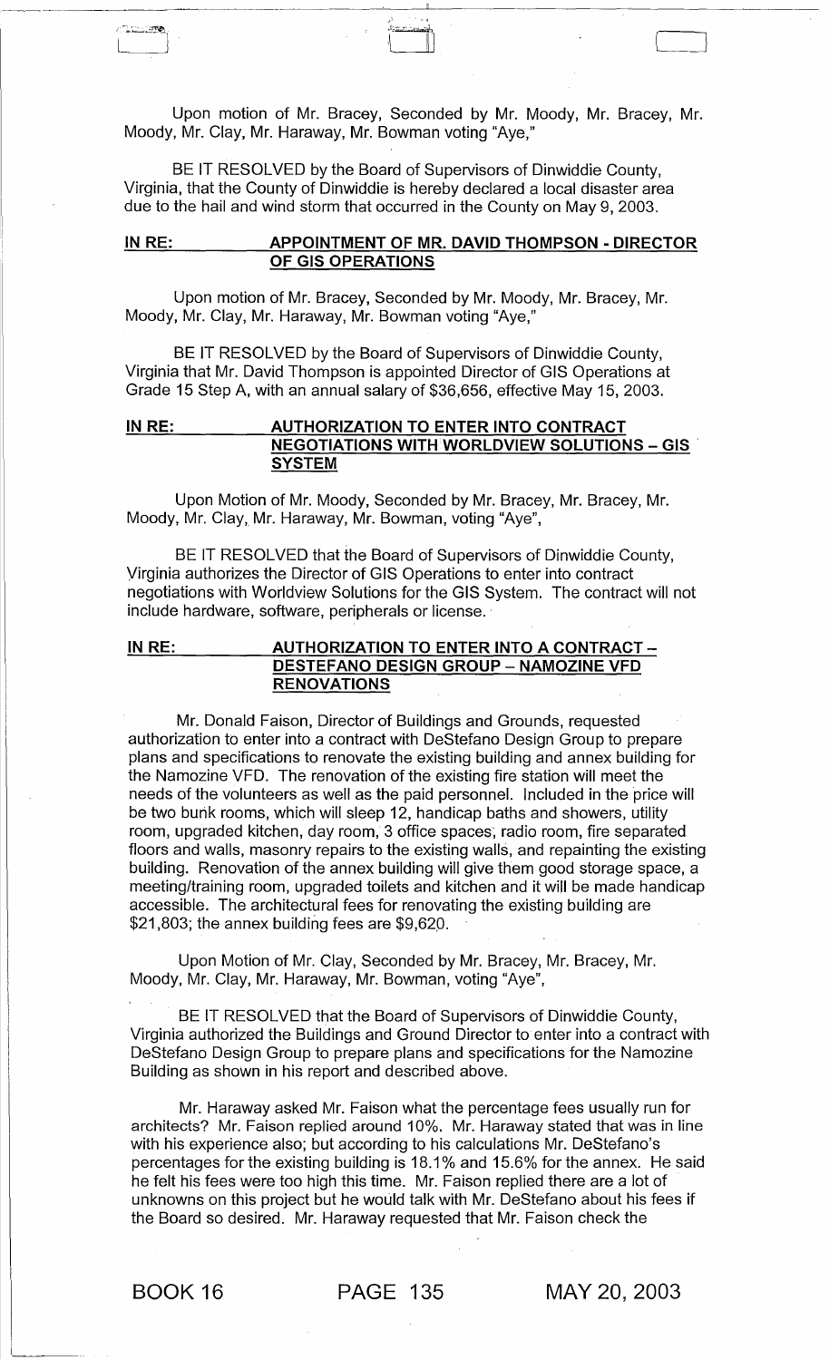Upon motion of Mr. Bracey, Seconded by Mr. Moody, Mr. Bracey, Mr. Moody, Mr. Clay, Mr. Haraway, Mr. Bowman voting "Aye,"

BE IT RESOLVED by the Board of Supervisors of Dinwiddie County, Virginia, that the County of Dinwiddie is hereby declared a local disaster area due to the hail and wind storm that occurred in the County on May 9, 2003.

**IN RE: APPOINTMENT OF MR. DAVID THOMPSON - DIRECTOR OF GIS OPERATIONS**

Upon motion of Mr. Bracey, Seconded by Mr. Moody, Mr. Bracey, Mr. Moody, Mr. Clay, Mr. Haraway, Mr. Bowman voting "Aye,"

BE IT RESOLVED by the Board of Supervisors of Dinwiddie County, Virginia that Mr. David Thompson is appointed Director of GIS Operations at Grade 15 Step A, with an annual salary of $36,656, effective May 15, 2003.

**IN RE: AUTHORIZATION TO ENTER INTO CONTRACT NEGOTIATIONS WITH WORLDVIEW SOLUTIONS – GIS SYSTEM**

Upon Motion of Mr. Moody, Seconded by Mr. Bracey, Mr. Bracey, Mr. Moody, Mr. Clay, Mr. Haraway, Mr. Bowman, voting "Aye",

BE IT RESOLVED that the Board of Supervisors of Dinwiddie County, Virginia authorizes the Director of GIS Operations to enter into contract negotiations with Worldview Solutions for the GIS System. The contract will not include hardware, software, peripherals or license.

**IN RE: AUTHORIZATION TO ENTER INTO A CONTRACT – DESTEFANO DESIGN GROUP – NAMOZINE VFD RENOVATIONS**

Mr. Donald Faison, Director of Buildings and Grounds, requested authorization to enter into a contract with DeStefano Design Group to prepare plans and specifications to renovate the existing building and annex building for the Namozine VFD. The renovation of the existing fire station will meet the needs of the volunteers as well as the paid personnel. Included in the price will be two bunk rooms, which will sleep 12, handicap baths and showers, utility room, upgraded kitchen, day room, 3 office spaces, radio room, fire separated floors and walls, masonry repairs to the existing walls, and repainting the existing building. Renovation of the annex building will give them good storage space, a meeting/training room, upgraded toilets and kitchen and it will be made handicap accessible. The architectural fees for renovating the existing building are $21,803; the annex building fees are $9,620.

Upon Motion of Mr. Clay, Seconded by Mr. Bracey, Mr. Bracey, Mr. Moody, Mr. Clay, Mr. Haraway, Mr. Bowman, voting "Aye",

BE IT RESOLVED that the Board of Supervisors of Dinwiddie County, Virginia authorized the Buildings and Ground Director to enter into a contract with DeStefano Design Group to prepare plans and specifications for the Namozine Building as shown in his report and described above.

Mr. Haraway asked Mr. Faison what the percentage fees usually run for architects? Mr. Faison replied around 10%. Mr. Haraway stated that was in line with his experience also; but according to his calculations Mr. DeStefano's percentages for the existing building is 18.1% and 15.6% for the annex. He said he felt his fees were too high this time. Mr. Faison replied there are a lot of unknowns on this project but he would talk with Mr. DeStefano about his fees if the Board so desired. Mr. Haraway requested that Mr. Faison check the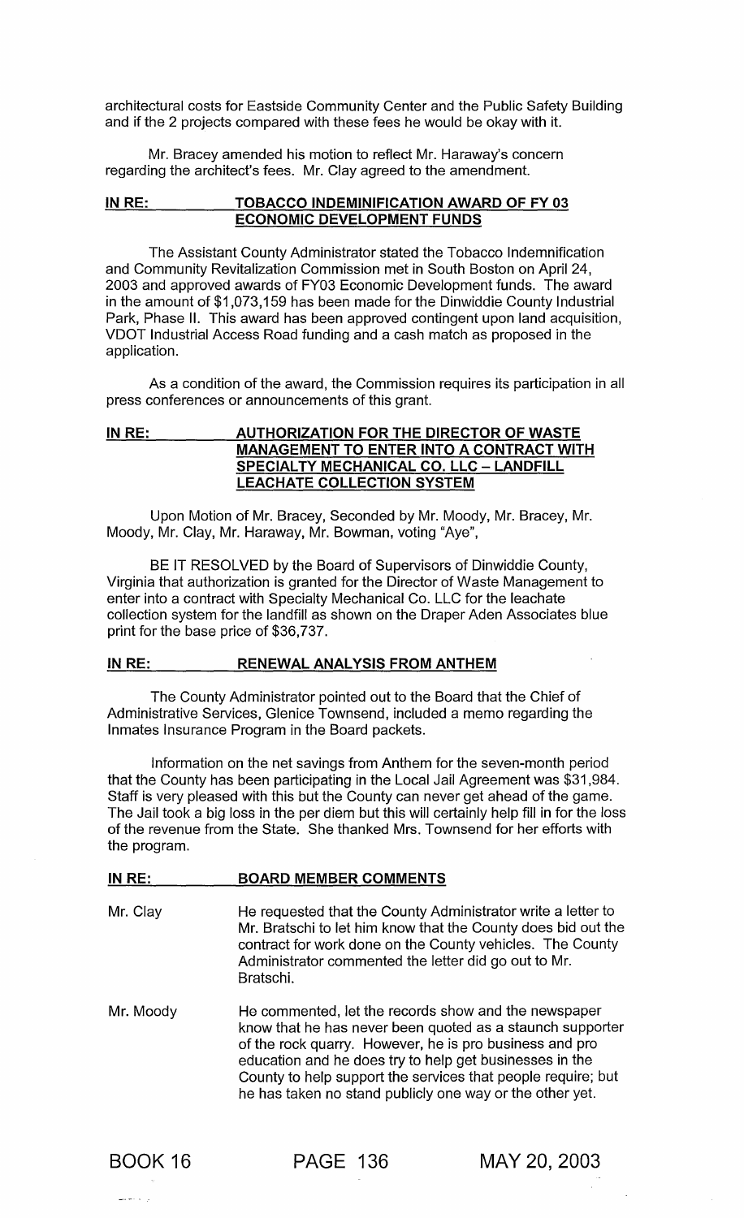architectural costs for Eastside Community Center and the Public Safety Building and if the 2 projects compared with these fees he would be okay with it.

Mr. Bracey amended his motion to reflect Mr. Haraway's concern regarding the architect's fees. Mr. Clay agreed to the amendment.

**IN RE: TOBACCO INDEMINIFICATION AWARD OF FY 03 ECONOMIC DEVELOPMENT FUNDS**

The Assistant County Administrator stated the Tobacco Indemnification and Community Revitalization Commission met in South Boston on April 24, 2003 and approved awards of FY03 Economic Development funds. The award in the amount of $1,073,159 has been made for the Dinwiddie County Industrial Park, Phase II. This award has been approved contingent upon land acquisition, VDOT Industrial Access Road funding and a cash match as proposed in the application.

As a condition of the award, the Commission requires its participation in all press conferences or announcements of this grant.

**IN RE: AUTHORIZATION FOR THE DIRECTOR OF WASTE MANAGEMENT TO ENTER INTO A CONTRACT WITH SPECIALTY MECHANICAL CO. LLC – LANDFILL LEACHATE COLLECTION SYSTEM**

Upon Motion of Mr. Bracey, Seconded by Mr. Moody, Mr. Bracey, Mr. Moody, Mr. Clay, Mr. Haraway, Mr. Bowman, voting "Aye",

BE IT RESOLVED by the Board of Supervisors of Dinwiddie County, Virginia that authorization is granted for the Director of Waste Management to enter into a contract with Specialty Mechanical Co. LLC for the leachate collection system for the landfill as shown on the Draper Aden Associates blue print for the base price of $36,737.

**IN RE: RENEWAL ANALYSIS FROM ANTHEM**

The County Administrator pointed out to the Board that the Chief of Administrative Services, Glenice Townsend, included a memo regarding the Inmates Insurance Program in the Board packets.

Information on the net savings from Anthem for the seven-month period that the County has been participating in the Local Jail Agreement was $31,984. Staff is very pleased with this but the County can never get ahead of the game. The Jail took a big loss in the per diem but this will certainly help fill in for the loss of the revenue from the State. She thanked Mrs. Townsend for her efforts with the program.

**IN RE: BOARD MEMBER COMMENTS**

Mr. Clay — He requested that the County Administrator write a letter to Mr. Bratschi to let him know that the County does bid out the contract for work done on the County vehicles. The County Administrator commented the letter did go out to Mr. Bratschi.

Mr. Moody — He commented, let the records show and the newspaper know that he has never been quoted as a staunch supporter of the rock quarry. However, he is pro business and pro education and he does try to help get businesses in the County to help support the services that people require; but he has taken no stand publicly one way or the other yet.

BOOK 16 PAGE 136 MAY 20, 2003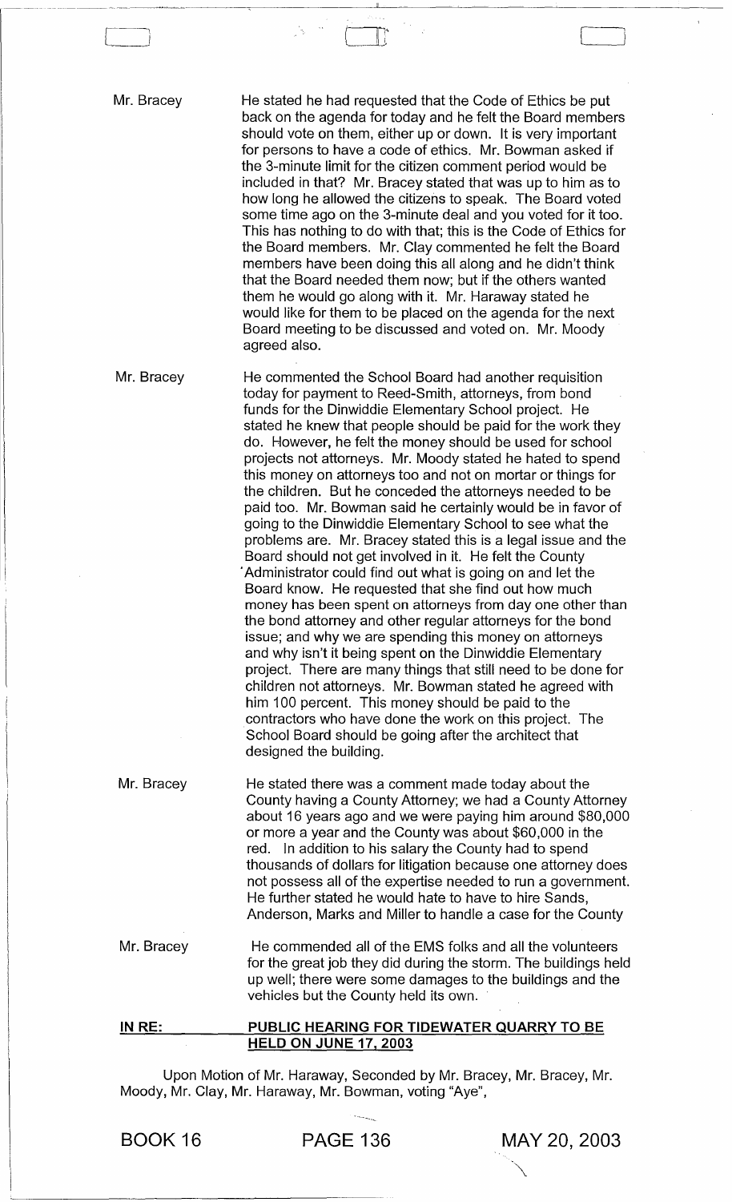**Mr. Bracey** — He stated he had requested that the Code of Ethics be put back on the agenda for today and he felt the Board members should vote on them, either up or down. It is very important for persons to have a code of ethics. Mr. Bowman asked if the 3-minute limit for the citizen comment period would be included in that? Mr. Bracey stated that was up to him as to how long he allowed the citizens to speak. The Board voted some time ago on the 3-minute deal and you voted for it too. This has nothing to do with that; this is the Code of Ethics for the Board members. Mr. Clay commented he felt the Board members have been doing this all along and he didn't think that the Board needed them now; but if the others wanted them he would go along with it. Mr. Haraway stated he would like for them to be placed on the agenda for the next Board meeting to be discussed and voted on. Mr. Moody agreed also.

**Mr. Bracey** — He commented the School Board had another requisition today for payment to Reed-Smith, attorneys, from bond funds for the Dinwiddie Elementary School project. He stated he knew that people should be paid for the work they do. However, he felt the money should be used for school projects not attorneys. Mr. Moody stated he hated to spend this money on attorneys too and not on mortar or things for the children. But he conceded the attorneys needed to be paid too. Mr. Bowman said he certainly would be in favor of going to the Dinwiddie Elementary School to see what the problems are. Mr. Bracey stated this is a legal issue and the Board should not get involved in it. He felt the County Administrator could find out what is going on and let the Board know. He requested that she find out how much money has been spent on attorneys from day one other than the bond attorney and other regular attorneys for the bond issue; and why we are spending this money on attorneys and why isn't it being spent on the Dinwiddie Elementary project. There are many things that still need to be done for children not attorneys. Mr. Bowman stated he agreed with him 100 percent. This money should be paid to the contractors who have done the work on this project. The School Board should be going after the architect that designed the building.

**Mr. Bracey** — He stated there was a comment made today about the County having a County Attorney; we had a County Attorney about 16 years ago and we were paying him around $80,000 or more a year and the County was about $60,000 in the red. In addition to his salary the County had to spend thousands of dollars for litigation because one attorney does not possess all of the expertise needed to run a government. He further stated he would hate to have to hire Sands, Anderson, Marks and Miller to handle a case for the County

**Mr. Bracey** — He commended all of the EMS folks and all the volunteers for the great job they did during the storm. The buildings held up well; there were some damages to the buildings and the vehicles but the County held its own.

**IN RE: PUBLIC HEARING FOR TIDEWATER QUARRY TO BE HELD ON JUNE 17, 2003**

Upon Motion of Mr. Haraway, Seconded by Mr. Bracey, Mr. Bracey, Mr. Moody, Mr. Clay, Mr. Haraway, Mr. Bowman, voting "Aye",

BOOK 16 PAGE 136 MAY 20, 2003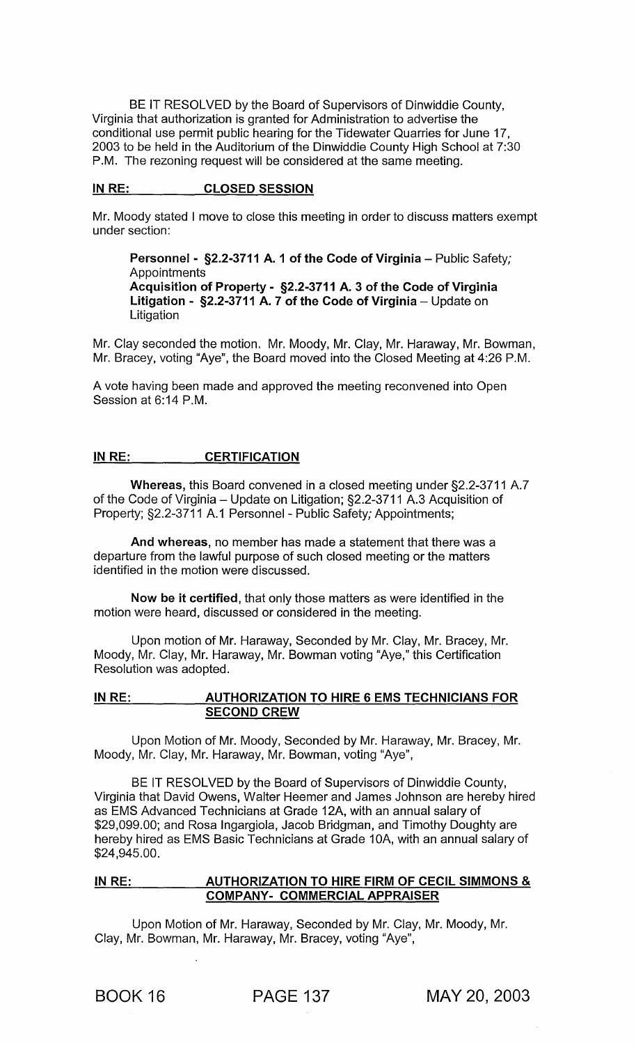BE IT RESOLVED by the Board of Supervisors of Dinwiddie County, Virginia that authorization is granted for Administration to advertise the conditional use permit public hearing for the Tidewater Quarries for June 17, 2003 to be held in the Auditorium of the Dinwiddie County High School at 7:30 P.M. The rezoning request will be considered at the same meeting.

**IN RE: CLOSED SESSION**

Mr. Moody stated I move to close this meeting in order to discuss matters exempt under section:

> **Personnel - §2.2-3711 A. 1 of the Code of Virginia** – Public Safety; Appointments
> **Acquisition of Property - §2.2-3711 A. 3 of the Code of Virginia**
> **Litigation - §2.2-3711 A. 7 of the Code of Virginia** – Update on Litigation

Mr. Clay seconded the motion. Mr. Moody, Mr. Clay, Mr. Haraway, Mr. Bowman, Mr. Bracey, voting "Aye", the Board moved into the Closed Meeting at 4:26 P.M.

A vote having been made and approved the meeting reconvened into Open Session at 6:14 P.M.

**IN RE: CERTIFICATION**

**Whereas,** this Board convened in a closed meeting under §2.2-3711 A.7 of the Code of Virginia – Update on Litigation; §2.2-3711 A.3 Acquisition of Property; §2.2-3711 A.1 Personnel - Public Safety; Appointments;

**And whereas,** no member has made a statement that there was a departure from the lawful purpose of such closed meeting or the matters identified in the motion were discussed.

**Now be it certified,** that only those matters as were identified in the motion were heard, discussed or considered in the meeting.

Upon motion of Mr. Haraway, Seconded by Mr. Clay, Mr. Bracey, Mr. Moody, Mr. Clay, Mr. Haraway, Mr. Bowman voting "Aye," this Certification Resolution was adopted.

**IN RE: AUTHORIZATION TO HIRE 6 EMS TECHNICIANS FOR SECOND CREW**

Upon Motion of Mr. Moody, Seconded by Mr. Haraway, Mr. Bracey, Mr. Moody, Mr. Clay, Mr. Haraway, Mr. Bowman, voting "Aye",

BE IT RESOLVED by the Board of Supervisors of Dinwiddie County, Virginia that David Owens, Walter Heemer and James Johnson are hereby hired as EMS Advanced Technicians at Grade 12A, with an annual salary of $29,099.00; and Rosa Ingargiola, Jacob Bridgman, and Timothy Doughty are hereby hired as EMS Basic Technicians at Grade 10A, with an annual salary of $24,945.00.

**IN RE: AUTHORIZATION TO HIRE FIRM OF CECIL SIMMONS & COMPANY- COMMERCIAL APPRAISER**

Upon Motion of Mr. Haraway, Seconded by Mr. Clay, Mr. Moody, Mr. Clay, Mr. Bowman, Mr. Haraway, Mr. Bracey, voting "Aye",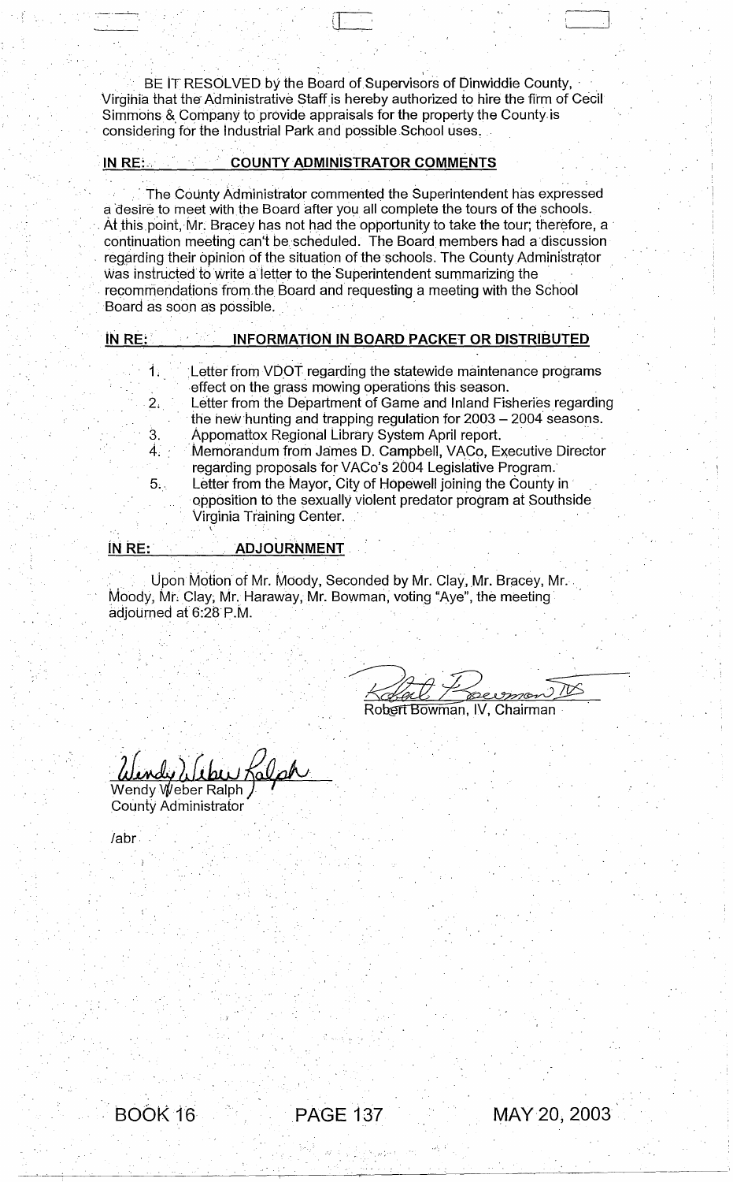BE IT RESOLVED by the Board of Supervisors of Dinwiddie County, Virginia that the Administrative Staff is hereby authorized to hire the firm of Cecil Simmons & Company to provide appraisals for the property the County is considering for the Industrial Park and possible School uses.

**IN RE: COUNTY ADMINISTRATOR COMMENTS**

The County Administrator commented the Superintendent has expressed a desire to meet with the Board after you all complete the tours of the schools. At this point, Mr. Bracey has not had the opportunity to take the tour; therefore, a continuation meeting can't be scheduled. The Board members had a discussion regarding their opinion of the situation of the schools. The County Administrator was instructed to write a letter to the Superintendent summarizing the recommendations from the Board and requesting a meeting with the School Board as soon as possible.

**IN RE: INFORMATION IN BOARD PACKET OR DISTRIBUTED**

1. Letter from VDOT regarding the statewide maintenance programs effect on the grass mowing operations this season.
2. Letter from the Department of Game and Inland Fisheries regarding the new hunting and trapping regulation for 2003 – 2004 seasons.
3. Appomattox Regional Library System April report.
4. Memorandum from James D. Campbell, VACo, Executive Director regarding proposals for VACo's 2004 Legislative Program.
5. Letter from the Mayor, City of Hopewell joining the County in opposition to the sexually violent predator program at Southside Virginia Training Center.

**IN RE: ADJOURNMENT**

Upon Motion of Mr. Moody, Seconded by Mr. Clay, Mr. Bracey, Mr. Moody, Mr. Clay, Mr. Haraway, Mr. Bowman, voting "Aye", the meeting adjourned at 6:28 P.M.

Robert Bowman, IV, Chairman

Wendy Weber Ralph
County Administrator

/abr

BOOK 16 PAGE 137 MAY 20, 2003